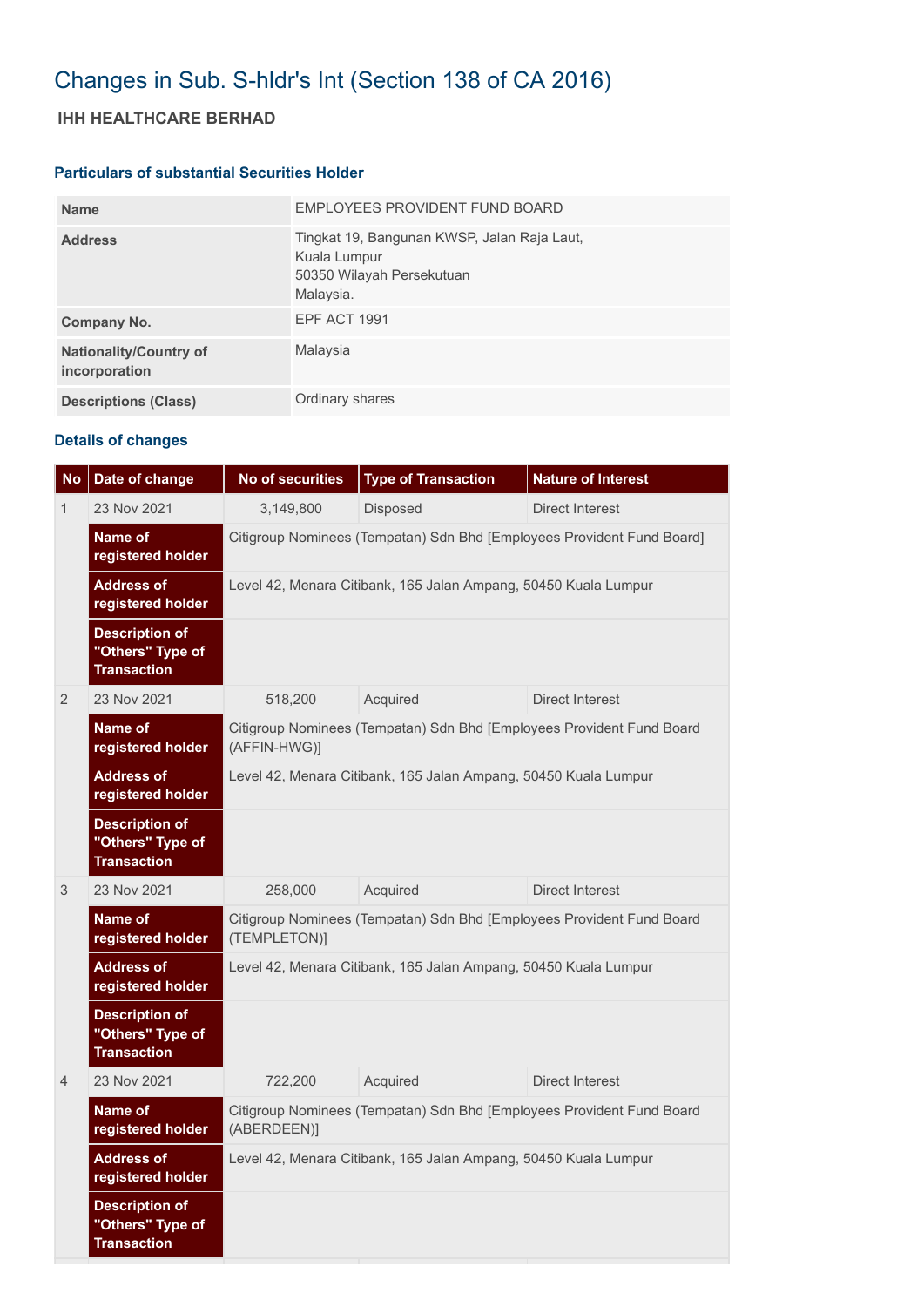# Changes in Sub. S-hldr's Int (Section 138 of CA 2016)

## IHH HEALTHCARE BERHAD

### Particulars of substantial Securities Holder

| | |
|---|---|
| **Name** | EMPLOYEES PROVIDENT FUND BOARD |
| **Address** | Tingkat 19, Bangunan KWSP, Jalan Raja Laut,<br>Kuala Lumpur<br>50350 Wilayah Persekutuan<br>Malaysia. |
| **Company No.** | EPF ACT 1991 |
| **Nationality/Country of incorporation** | Malaysia |
| **Descriptions (Class)** | Ordinary shares |

### Details of changes

| No | Date of change | No of securities | Type of Transaction | Nature of Interest |
|---|---|---|---|---|
| 1 | 23 Nov 2021 | 3,149,800 | Disposed | Direct Interest |
| | **Name of registered holder** | Citigroup Nominees (Tempatan) Sdn Bhd [Employees Provident Fund Board] | | |
| | **Address of registered holder** | Level 42, Menara Citibank, 165 Jalan Ampang, 50450 Kuala Lumpur | | |
| | **Description of "Others" Type of Transaction** | | | |
| 2 | 23 Nov 2021 | 518,200 | Acquired | Direct Interest |
| | **Name of registered holder** | Citigroup Nominees (Tempatan) Sdn Bhd [Employees Provident Fund Board (AFFIN-HWG)] | | |
| | **Address of registered holder** | Level 42, Menara Citibank, 165 Jalan Ampang, 50450 Kuala Lumpur | | |
| | **Description of "Others" Type of Transaction** | | | |
| 3 | 23 Nov 2021 | 258,000 | Acquired | Direct Interest |
| | **Name of registered holder** | Citigroup Nominees (Tempatan) Sdn Bhd [Employees Provident Fund Board (TEMPLETON)] | | |
| | **Address of registered holder** | Level 42, Menara Citibank, 165 Jalan Ampang, 50450 Kuala Lumpur | | |
| | **Description of "Others" Type of Transaction** | | | |
| 4 | 23 Nov 2021 | 722,200 | Acquired | Direct Interest |
| | **Name of registered holder** | Citigroup Nominees (Tempatan) Sdn Bhd [Employees Provident Fund Board (ABERDEEN)] | | |
| | **Address of registered holder** | Level 42, Menara Citibank, 165 Jalan Ampang, 50450 Kuala Lumpur | | |
| | **Description of "Others" Type of Transaction** | | | |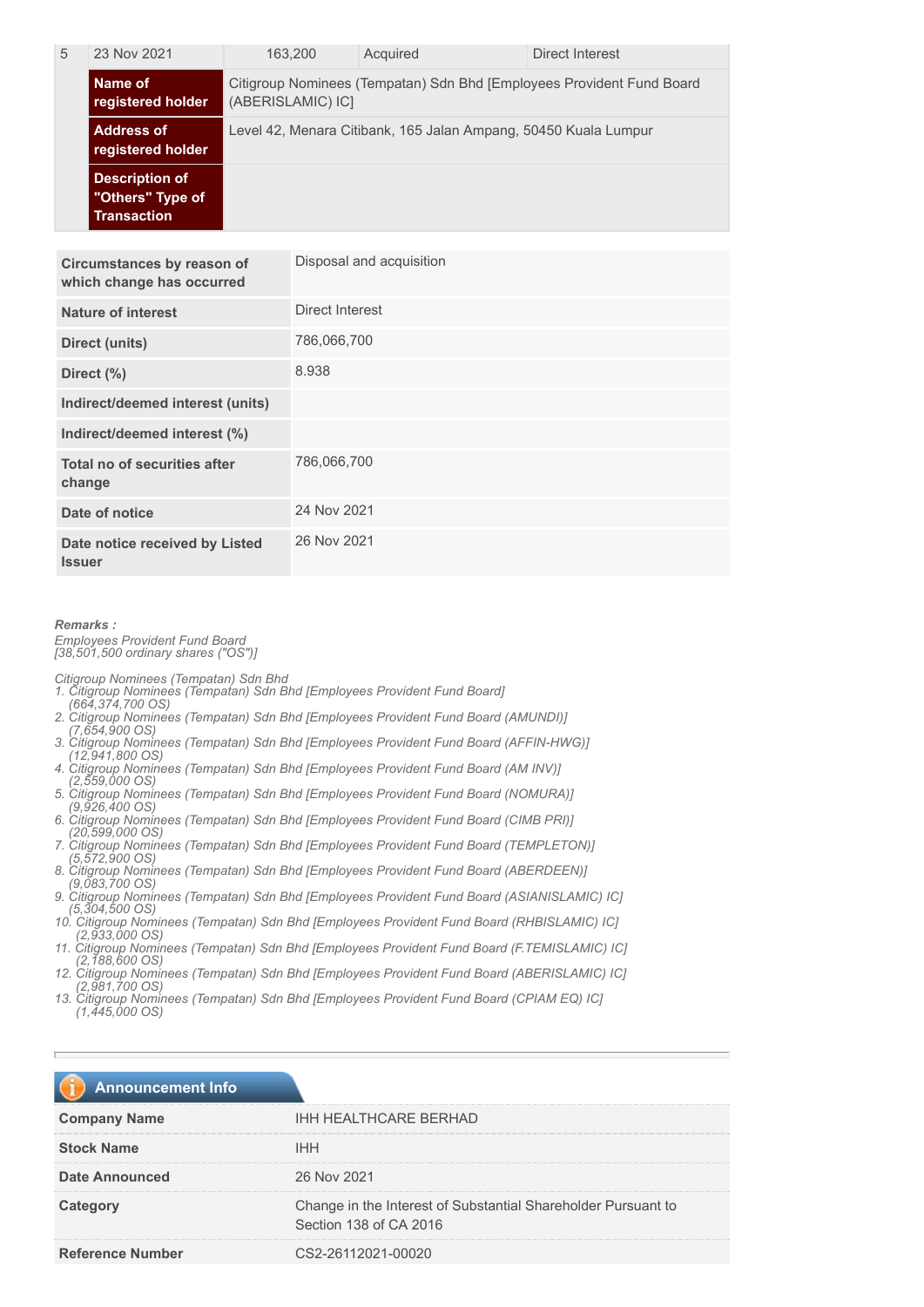| | | | | |
|---|---|---|---|---|
| 5 | 23 Nov 2021 | 163,200 | Acquired | Direct Interest |
| | **Name of registered holder** | Citigroup Nominees (Tempatan) Sdn Bhd [Employees Provident Fund Board (ABERISLAMIC) IC] | | |
| | **Address of registered holder** | Level 42, Menara Citibank, 165 Jalan Ampang, 50450 Kuala Lumpur | | |
| | **Description of "Others" Type of Transaction** | | | |

| | |
|---|---|
| **Circumstances by reason of which change has occurred** | Disposal and acquisition |
| **Nature of interest** | Direct Interest |
| **Direct (units)** | 786,066,700 |
| **Direct (%)** | 8.938 |
| **Indirect/deemed interest (units)** | |
| **Indirect/deemed interest (%)** | |
| **Total no of securities after change** | 786,066,700 |
| **Date of notice** | 24 Nov 2021 |
| **Date notice received by Listed Issuer** | 26 Nov 2021 |

***Remarks :***

*Employees Provident Fund Board*
*[38,501,500 ordinary shares ("OS")]*

*Citigroup Nominees (Tempatan) Sdn Bhd*
1. *Citigroup Nominees (Tempatan) Sdn Bhd [Employees Provident Fund Board] (664,374,700 OS)*
2. *Citigroup Nominees (Tempatan) Sdn Bhd [Employees Provident Fund Board (AMUNDI)] (7,654,900 OS)*
3. *Citigroup Nominees (Tempatan) Sdn Bhd [Employees Provident Fund Board (AFFIN-HWG)] (12,941,800 OS)*
4. *Citigroup Nominees (Tempatan) Sdn Bhd [Employees Provident Fund Board (AM INV)] (2,559,000 OS)*
5. *Citigroup Nominees (Tempatan) Sdn Bhd [Employees Provident Fund Board (NOMURA)] (9,926,400 OS)*
6. *Citigroup Nominees (Tempatan) Sdn Bhd [Employees Provident Fund Board (CIMB PRI)] (20,599,000 OS)*
7. *Citigroup Nominees (Tempatan) Sdn Bhd [Employees Provident Fund Board (TEMPLETON)] (5,572,900 OS)*
8. *Citigroup Nominees (Tempatan) Sdn Bhd [Employees Provident Fund Board (ABERDEEN)] (9,083,700 OS)*
9. *Citigroup Nominees (Tempatan) Sdn Bhd [Employees Provident Fund Board (ASIANISLAMIC) IC] (5,304,500 OS)*
10. *Citigroup Nominees (Tempatan) Sdn Bhd [Employees Provident Fund Board (RHBISLAMIC) IC] (2,933,000 OS)*
11. *Citigroup Nominees (Tempatan) Sdn Bhd [Employees Provident Fund Board (F.TEMISLAMIC) IC] (2,188,600 OS)*
12. *Citigroup Nominees (Tempatan) Sdn Bhd [Employees Provident Fund Board (ABERISLAMIC) IC] (2,981,700 OS)*
13. *Citigroup Nominees (Tempatan) Sdn Bhd [Employees Provident Fund Board (CPIAM EQ) IC] (1,445,000 OS)*

## Announcement Info

| | |
|---|---|
| **Company Name** | IHH HEALTHCARE BERHAD |
| **Stock Name** | IHH |
| **Date Announced** | 26 Nov 2021 |
| **Category** | Change in the Interest of Substantial Shareholder Pursuant to Section 138 of CA 2016 |
| **Reference Number** | CS2-26112021-00020 |